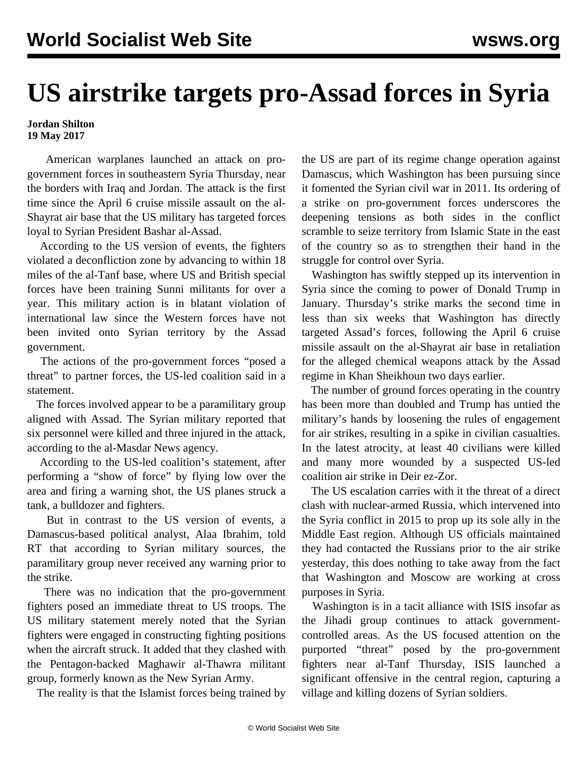# US airstrike targets pro-Assad forces in Syria

**Jordan Shilton**
**19 May 2017**

American warplanes launched an attack on pro-government forces in southeastern Syria Thursday, near the borders with Iraq and Jordan. The attack is the first time since the April 6 cruise missile assault on the al-Shayrat air base that the US military has targeted forces loyal to Syrian President Bashar al-Assad.

According to the US version of events, the fighters violated a deconfliction zone by advancing to within 18 miles of the al-Tanf base, where US and British special forces have been training Sunni militants for over a year. This military action is in blatant violation of international law since the Western forces have not been invited onto Syrian territory by the Assad government.

The actions of the pro-government forces "posed a threat" to partner forces, the US-led coalition said in a statement.

The forces involved appear to be a paramilitary group aligned with Assad. The Syrian military reported that six personnel were killed and three injured in the attack, according to the al-Masdar News agency.

According to the US-led coalition's statement, after performing a "show of force" by flying low over the area and firing a warning shot, the US planes struck a tank, a bulldozer and fighters.

But in contrast to the US version of events, a Damascus-based political analyst, Alaa Ibrahim, told RT that according to Syrian military sources, the paramilitary group never received any warning prior to the strike.

There was no indication that the pro-government fighters posed an immediate threat to US troops. The US military statement merely noted that the Syrian fighters were engaged in constructing fighting positions when the aircraft struck. It added that they clashed with the Pentagon-backed Maghawir al-Thawra militant group, formerly known as the New Syrian Army.

The reality is that the Islamist forces being trained by the US are part of its regime change operation against Damascus, which Washington has been pursuing since it fomented the Syrian civil war in 2011. Its ordering of a strike on pro-government forces underscores the deepening tensions as both sides in the conflict scramble to seize territory from Islamic State in the east of the country so as to strengthen their hand in the struggle for control over Syria.

Washington has swiftly stepped up its intervention in Syria since the coming to power of Donald Trump in January. Thursday's strike marks the second time in less than six weeks that Washington has directly targeted Assad's forces, following the April 6 cruise missile assault on the al-Shayrat air base in retaliation for the alleged chemical weapons attack by the Assad regime in Khan Sheikhoun two days earlier.

The number of ground forces operating in the country has been more than doubled and Trump has untied the military's hands by loosening the rules of engagement for air strikes, resulting in a spike in civilian casualties. In the latest atrocity, at least 40 civilians were killed and many more wounded by a suspected US-led coalition air strike in Deir ez-Zor.

The US escalation carries with it the threat of a direct clash with nuclear-armed Russia, which intervened into the Syria conflict in 2015 to prop up its sole ally in the Middle East region. Although US officials maintained they had contacted the Russians prior to the air strike yesterday, this does nothing to take away from the fact that Washington and Moscow are working at cross purposes in Syria.

Washington is in a tacit alliance with ISIS insofar as the Jihadi group continues to attack government-controlled areas. As the US focused attention on the purported "threat" posed by the pro-government fighters near al-Tanf Thursday, ISIS launched a significant offensive in the central region, capturing a village and killing dozens of Syrian soldiers.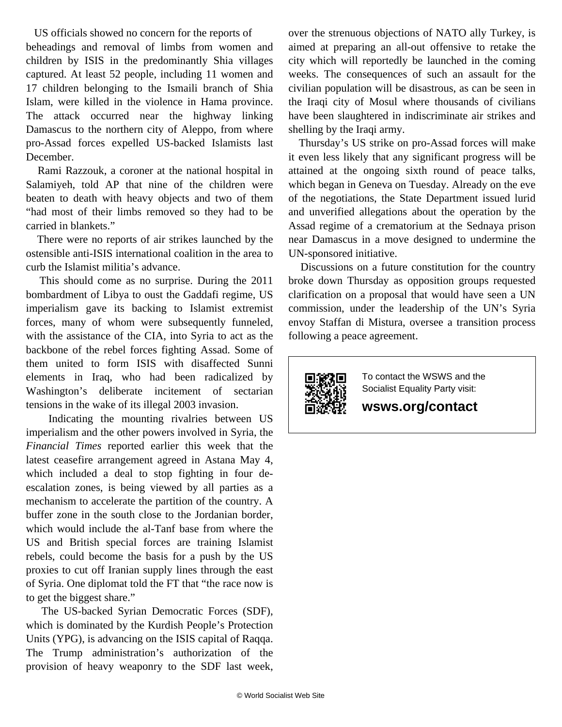US officials showed no concern for the reports of beheadings and removal of limbs from women and children by ISIS in the predominantly Shia villages captured. At least 52 people, including 11 women and 17 children belonging to the Ismaili branch of Shia Islam, were killed in the violence in Hama province. The attack occurred near the highway linking Damascus to the northern city of Aleppo, from where pro-Assad forces expelled US-backed Islamists last December.

Rami Razzouk, a coroner at the national hospital in Salamiyeh, told AP that nine of the children were beaten to death with heavy objects and two of them "had most of their limbs removed so they had to be carried in blankets."

There were no reports of air strikes launched by the ostensible anti-ISIS international coalition in the area to curb the Islamist militia's advance.

This should come as no surprise. During the 2011 bombardment of Libya to oust the Gaddafi regime, US imperialism gave its backing to Islamist extremist forces, many of whom were subsequently funneled, with the assistance of the CIA, into Syria to act as the backbone of the rebel forces fighting Assad. Some of them united to form ISIS with disaffected Sunni elements in Iraq, who had been radicalized by Washington's deliberate incitement of sectarian tensions in the wake of its illegal 2003 invasion.

Indicating the mounting rivalries between US imperialism and the other powers involved in Syria, the *Financial Times* reported earlier this week that the latest ceasefire arrangement agreed in Astana May 4, which included a deal to stop fighting in four de-escalation zones, is being viewed by all parties as a mechanism to accelerate the partition of the country. A buffer zone in the south close to the Jordanian border, which would include the al-Tanf base from where the US and British special forces are training Islamist rebels, could become the basis for a push by the US proxies to cut off Iranian supply lines through the east of Syria. One diplomat told the FT that "the race now is to get the biggest share."

The US-backed Syrian Democratic Forces (SDF), which is dominated by the Kurdish People's Protection Units (YPG), is advancing on the ISIS capital of Raqqa. The Trump administration's authorization of the provision of heavy weaponry to the SDF last week, over the strenuous objections of NATO ally Turkey, is aimed at preparing an all-out offensive to retake the city which will reportedly be launched in the coming weeks. The consequences of such an assault for the civilian population will be disastrous, as can be seen in the Iraqi city of Mosul where thousands of civilians have been slaughtered in indiscriminate air strikes and shelling by the Iraqi army.

Thursday's US strike on pro-Assad forces will make it even less likely that any significant progress will be attained at the ongoing sixth round of peace talks, which began in Geneva on Tuesday. Already on the eve of the negotiations, the State Department issued lurid and unverified allegations about the operation by the Assad regime of a crematorium at the Sednaya prison near Damascus in a move designed to undermine the UN-sponsored initiative.

Discussions on a future constitution for the country broke down Thursday as opposition groups requested clarification on a proposal that would have seen a UN commission, under the leadership of the UN's Syria envoy Staffan di Mistura, oversee a transition process following a peace agreement.

To contact the WSWS and the Socialist Equality Party visit:

**wsws.org/contact**